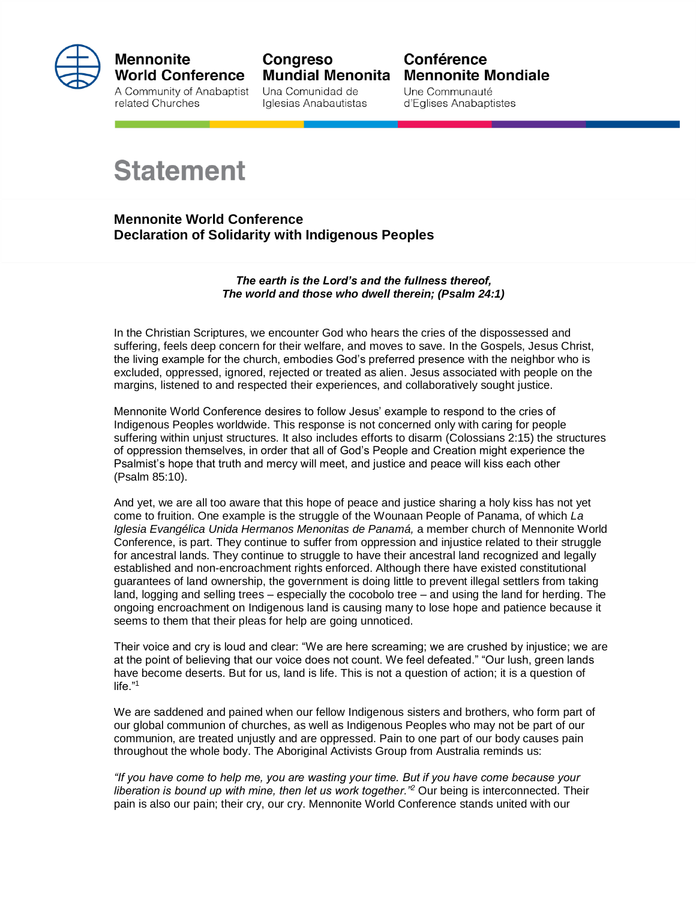**Mennonite World Conference**
A Community of Anabaptist related Churches

**Congreso Mundial Menonita**
Una Comunidad de Iglesias Anabautistas

**Conférence Mennonite Mondiale**
Une Communauté d'Eglises Anabaptistes

# Statement

### Mennonite World Conference
### Declaration of Solidarity with Indigenous Peoples

***The earth is the Lord's and the fullness thereof,***
***The world and those who dwell therein; (Psalm 24:1)***

In the Christian Scriptures, we encounter God who hears the cries of the dispossessed and suffering, feels deep concern for their welfare, and moves to save. In the Gospels, Jesus Christ, the living example for the church, embodies God's preferred presence with the neighbor who is excluded, oppressed, ignored, rejected or treated as alien. Jesus associated with people on the margins, listened to and respected their experiences, and collaboratively sought justice.

Mennonite World Conference desires to follow Jesus' example to respond to the cries of Indigenous Peoples worldwide. This response is not concerned only with caring for people suffering within unjust structures. It also includes efforts to disarm (Colossians 2:15) the structures of oppression themselves, in order that all of God's People and Creation might experience the Psalmist's hope that truth and mercy will meet, and justice and peace will kiss each other (Psalm 85:10).

And yet, we are all too aware that this hope of peace and justice sharing a holy kiss has not yet come to fruition. One example is the struggle of the Wounaan People of Panama, of which *La Iglesia Evangélica Unida Hermanos Menonitas de Panamá,* a member church of Mennonite World Conference, is part. They continue to suffer from oppression and injustice related to their struggle for ancestral lands. They continue to struggle to have their ancestral land recognized and legally established and non-encroachment rights enforced. Although there have existed constitutional guarantees of land ownership, the government is doing little to prevent illegal settlers from taking land, logging and selling trees – especially the cocobolo tree – and using the land for herding. The ongoing encroachment on Indigenous land is causing many to lose hope and patience because it seems to them that their pleas for help are going unnoticed.

Their voice and cry is loud and clear: "We are here screaming; we are crushed by injustice; we are at the point of believing that our voice does not count. We feel defeated." "Our lush, green lands have become deserts. But for us, land is life. This is not a question of action; it is a question of life."[1]

We are saddened and pained when our fellow Indigenous sisters and brothers, who form part of our global communion of churches, as well as Indigenous Peoples who may not be part of our communion, are treated unjustly and are oppressed. Pain to one part of our body causes pain throughout the whole body. The Aboriginal Activists Group from Australia reminds us:

*"If you have come to help me, you are wasting your time. But if you have come because your liberation is bound up with mine, then let us work together."*[2] Our being is interconnected. Their pain is also our pain; their cry, our cry. Mennonite World Conference stands united with our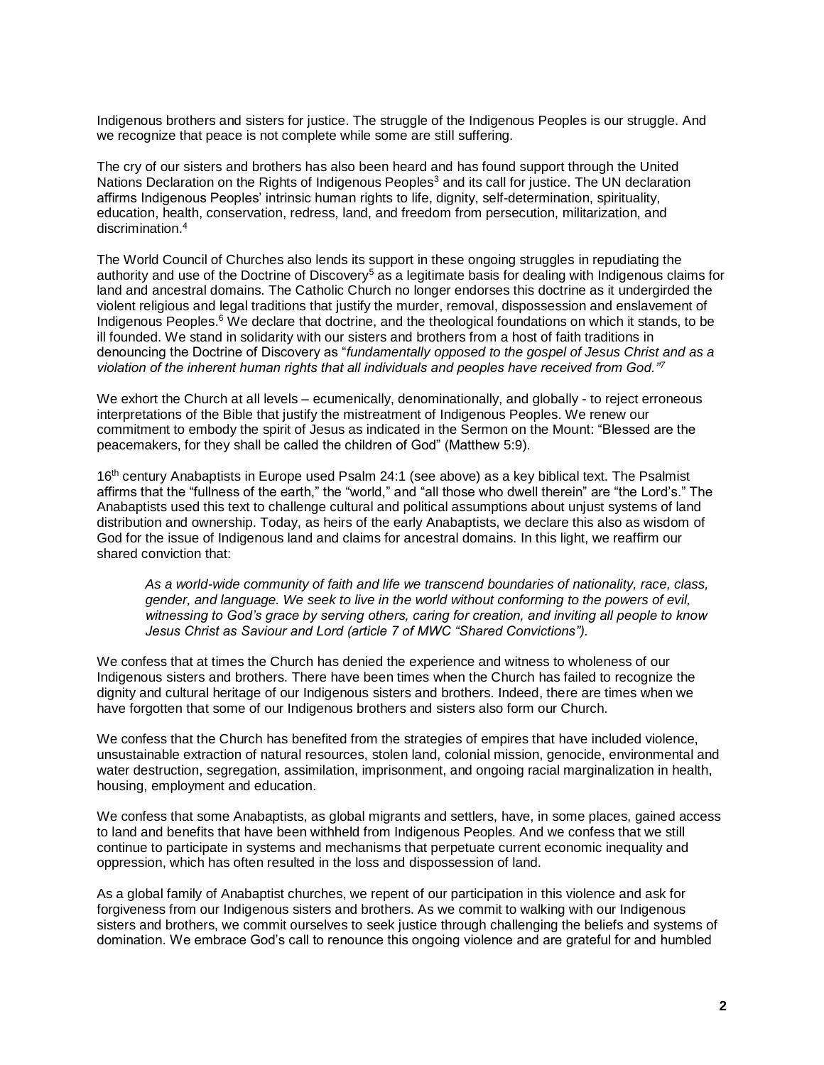Indigenous brothers and sisters for justice. The struggle of the Indigenous Peoples is our struggle. And we recognize that peace is not complete while some are still suffering.

The cry of our sisters and brothers has also been heard and has found support through the United Nations Declaration on the Rights of Indigenous Peoples[3] and its call for justice. The UN declaration affirms Indigenous Peoples' intrinsic human rights to life, dignity, self-determination, spirituality, education, health, conservation, redress, land, and freedom from persecution, militarization, and discrimination.[4]

The World Council of Churches also lends its support in these ongoing struggles in repudiating the authority and use of the Doctrine of Discovery[5] as a legitimate basis for dealing with Indigenous claims for land and ancestral domains. The Catholic Church no longer endorses this doctrine as it undergirded the violent religious and legal traditions that justify the murder, removal, dispossession and enslavement of Indigenous Peoples.[6] We declare that doctrine, and the theological foundations on which it stands, to be ill founded. We stand in solidarity with our sisters and brothers from a host of faith traditions in denouncing the Doctrine of Discovery as "*fundamentally opposed to the gospel of Jesus Christ and as a violation of the inherent human rights that all individuals and peoples have received from God."*[7]

We exhort the Church at all levels – ecumenically, denominationally, and globally - to reject erroneous interpretations of the Bible that justify the mistreatment of Indigenous Peoples. We renew our commitment to embody the spirit of Jesus as indicated in the Sermon on the Mount: "Blessed are the peacemakers, for they shall be called the children of God" (Matthew 5:9).

16th century Anabaptists in Europe used Psalm 24:1 (see above) as a key biblical text. The Psalmist affirms that the "fullness of the earth," the "world," and "all those who dwell therein" are "the Lord's." The Anabaptists used this text to challenge cultural and political assumptions about unjust systems of land distribution and ownership. Today, as heirs of the early Anabaptists, we declare this also as wisdom of God for the issue of Indigenous land and claims for ancestral domains. In this light, we reaffirm our shared conviction that:

> *As a world-wide community of faith and life we transcend boundaries of nationality, race, class, gender, and language. We seek to live in the world without conforming to the powers of evil, witnessing to God's grace by serving others, caring for creation, and inviting all people to know Jesus Christ as Saviour and Lord (article 7 of MWC "Shared Convictions").*

We confess that at times the Church has denied the experience and witness to wholeness of our Indigenous sisters and brothers. There have been times when the Church has failed to recognize the dignity and cultural heritage of our Indigenous sisters and brothers. Indeed, there are times when we have forgotten that some of our Indigenous brothers and sisters also form our Church.

We confess that the Church has benefited from the strategies of empires that have included violence, unsustainable extraction of natural resources, stolen land, colonial mission, genocide, environmental and water destruction, segregation, assimilation, imprisonment, and ongoing racial marginalization in health, housing, employment and education.

We confess that some Anabaptists, as global migrants and settlers, have, in some places, gained access to land and benefits that have been withheld from Indigenous Peoples. And we confess that we still continue to participate in systems and mechanisms that perpetuate current economic inequality and oppression, which has often resulted in the loss and dispossession of land.

As a global family of Anabaptist churches, we repent of our participation in this violence and ask for forgiveness from our Indigenous sisters and brothers. As we commit to walking with our Indigenous sisters and brothers, we commit ourselves to seek justice through challenging the beliefs and systems of domination. We embrace God's call to renounce this ongoing violence and are grateful for and humbled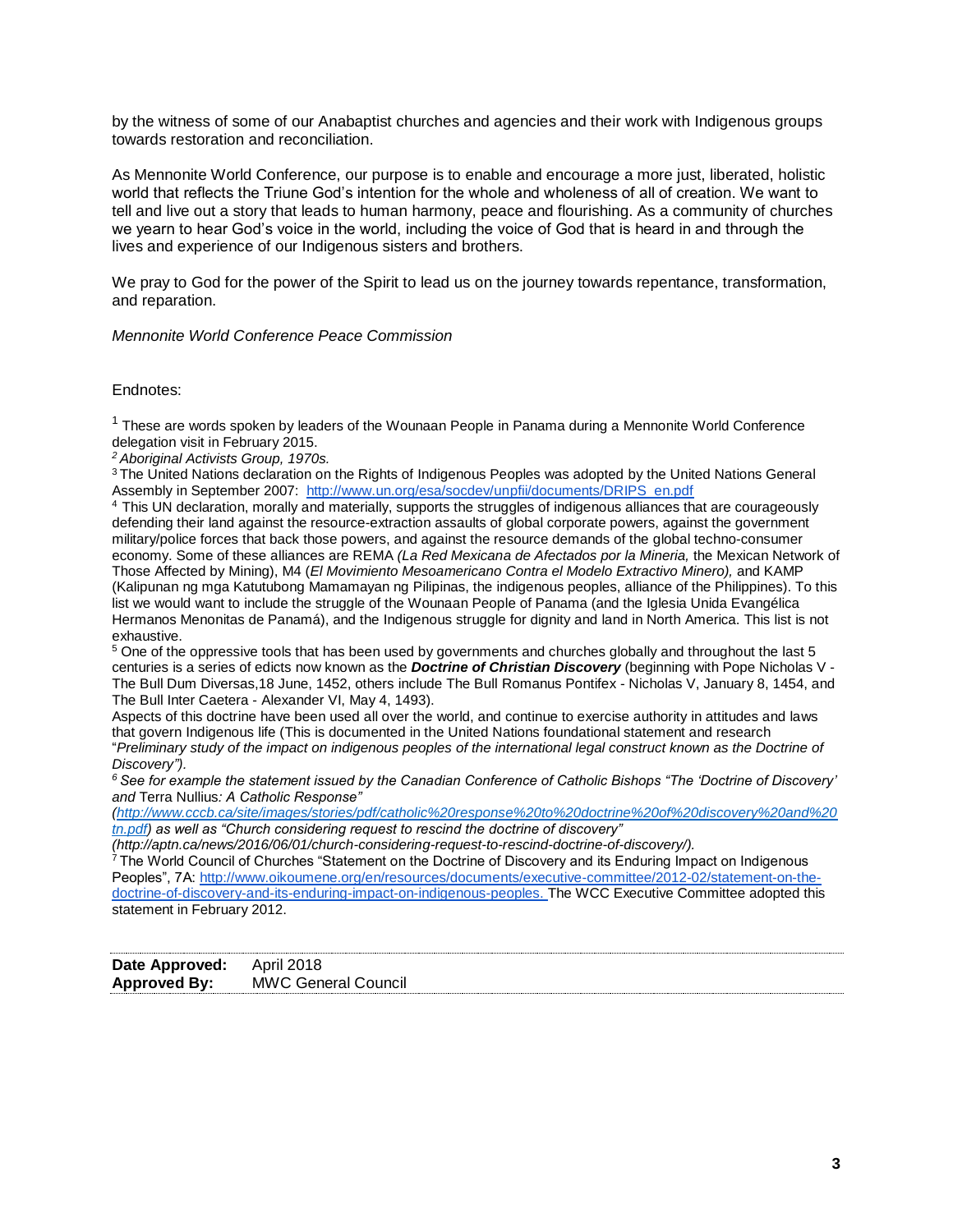by the witness of some of our Anabaptist churches and agencies and their work with Indigenous groups towards restoration and reconciliation.

As Mennonite World Conference, our purpose is to enable and encourage a more just, liberated, holistic world that reflects the Triune God's intention for the whole and wholeness of all of creation. We want to tell and live out a story that leads to human harmony, peace and flourishing. As a community of churches we yearn to hear God's voice in the world, including the voice of God that is heard in and through the lives and experience of our Indigenous sisters and brothers.

We pray to God for the power of the Spirit to lead us on the journey towards repentance, transformation, and reparation.

*Mennonite World Conference Peace Commission*

Endnotes:

[1] These are words spoken by leaders of the Wounaan People in Panama during a Mennonite World Conference delegation visit in February 2015.

[2] *Aboriginal Activists Group, 1970s.*

[3] The United Nations declaration on the Rights of Indigenous Peoples was adopted by the United Nations General Assembly in September 2007: http://www.un.org/esa/socdev/unpfii/documents/DRIPS_en.pdf

[4] This UN declaration, morally and materially, supports the struggles of indigenous alliances that are courageously defending their land against the resource-extraction assaults of global corporate powers, against the government military/police forces that back those powers, and against the resource demands of the global techno-consumer economy. Some of these alliances are REMA *(La Red Mexicana de Afectados por la Mineria,* the Mexican Network of Those Affected by Mining), M4 (*El Movimiento Mesoamericano Contra el Modelo Extractivo Minero),* and KAMP (Kalipunan ng mga Katutubong Mamamayan ng Pilipinas, the indigenous peoples, alliance of the Philippines). To this list we would want to include the struggle of the Wounaan People of Panama (and the Iglesia Unida Evangélica Hermanos Menonitas de Panamá), and the Indigenous struggle for dignity and land in North America. This list is not exhaustive.

[5] One of the oppressive tools that has been used by governments and churches globally and throughout the last 5 centuries is a series of edicts now known as the ***Doctrine of Christian Discovery*** (beginning with Pope Nicholas V - The Bull Dum Diversas,18 June, 1452, others include The Bull Romanus Pontifex - Nicholas V, January 8, 1454, and The Bull Inter Caetera - Alexander VI, May 4, 1493).

Aspects of this doctrine have been used all over the world, and continue to exercise authority in attitudes and laws that govern Indigenous life (This is documented in the United Nations foundational statement and research "*Preliminary study of the impact on indigenous peoples of the international legal construct known as the Doctrine of Discovery").*

[6] *See for example the statement issued by the Canadian Conference of Catholic Bishops "The 'Doctrine of Discovery' and* Terra Nullius*: A Catholic Response" (http://www.cccb.ca/site/images/stories/pdf/catholic%20response%20to%20doctrine%20of%20discovery%20and%20tn.pdf) as well as "Church considering request to rescind the doctrine of discovery" (http://aptn.ca/news/2016/06/01/church-considering-request-to-rescind-doctrine-of-discovery/).*

[7] The World Council of Churches "Statement on the Doctrine of Discovery and its Enduring Impact on Indigenous Peoples", 7A: http://www.oikoumene.org/en/resources/documents/executive-committee/2012-02/statement-on-the-doctrine-of-discovery-and-its-enduring-impact-on-indigenous-peoples. The WCC Executive Committee adopted this statement in February 2012.

| | |
|---|---|
| **Date Approved:** | April 2018 |
| **Approved By:** | MWC General Council |